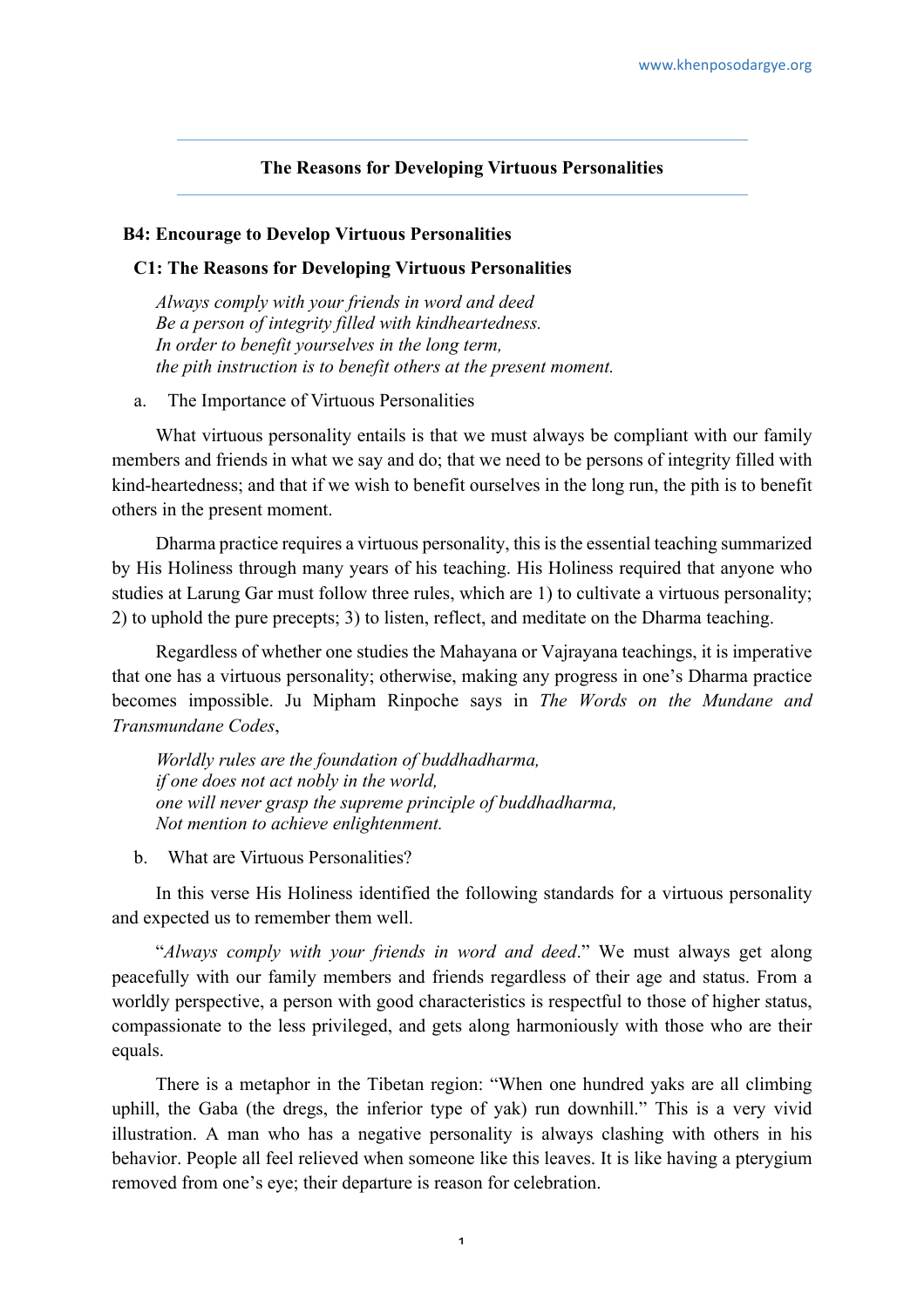## The Reasons for Developing Virtuous Personalities

### B4: Encourage to Develop Virtuous Personalities

#### C1: The Reasons for Developing Virtuous Personalities

*Always comply with your friends in word and deed*
*Be a person of integrity filled with kindheartedness.*
*In order to benefit yourselves in the long term,*
*the pith instruction is to benefit others at the present moment.*

a. The Importance of Virtuous Personalities

What virtuous personality entails is that we must always be compliant with our family members and friends in what we say and do; that we need to be persons of integrity filled with kind-heartedness; and that if we wish to benefit ourselves in the long run, the pith is to benefit others in the present moment.

Dharma practice requires a virtuous personality, this is the essential teaching summarized by His Holiness through many years of his teaching. His Holiness required that anyone who studies at Larung Gar must follow three rules, which are 1) to cultivate a virtuous personality; 2) to uphold the pure precepts; 3) to listen, reflect, and meditate on the Dharma teaching.

Regardless of whether one studies the Mahayana or Vajrayana teachings, it is imperative that one has a virtuous personality; otherwise, making any progress in one's Dharma practice becomes impossible. Ju Mipham Rinpoche says in *The Words on the Mundane and Transmundane Codes*,

*Worldly rules are the foundation of buddhadharma,*
*if one does not act nobly in the world,*
*one will never grasp the supreme principle of buddhadharma,*
*Not mention to achieve enlightenment.*

b. What are Virtuous Personalities?

In this verse His Holiness identified the following standards for a virtuous personality and expected us to remember them well.

"*Always comply with your friends in word and deed*." We must always get along peacefully with our family members and friends regardless of their age and status. From a worldly perspective, a person with good characteristics is respectful to those of higher status, compassionate to the less privileged, and gets along harmoniously with those who are their equals.

There is a metaphor in the Tibetan region: "When one hundred yaks are all climbing uphill, the Gaba (the dregs, the inferior type of yak) run downhill." This is a very vivid illustration. A man who has a negative personality is always clashing with others in his behavior. People all feel relieved when someone like this leaves. It is like having a pterygium removed from one's eye; their departure is reason for celebration.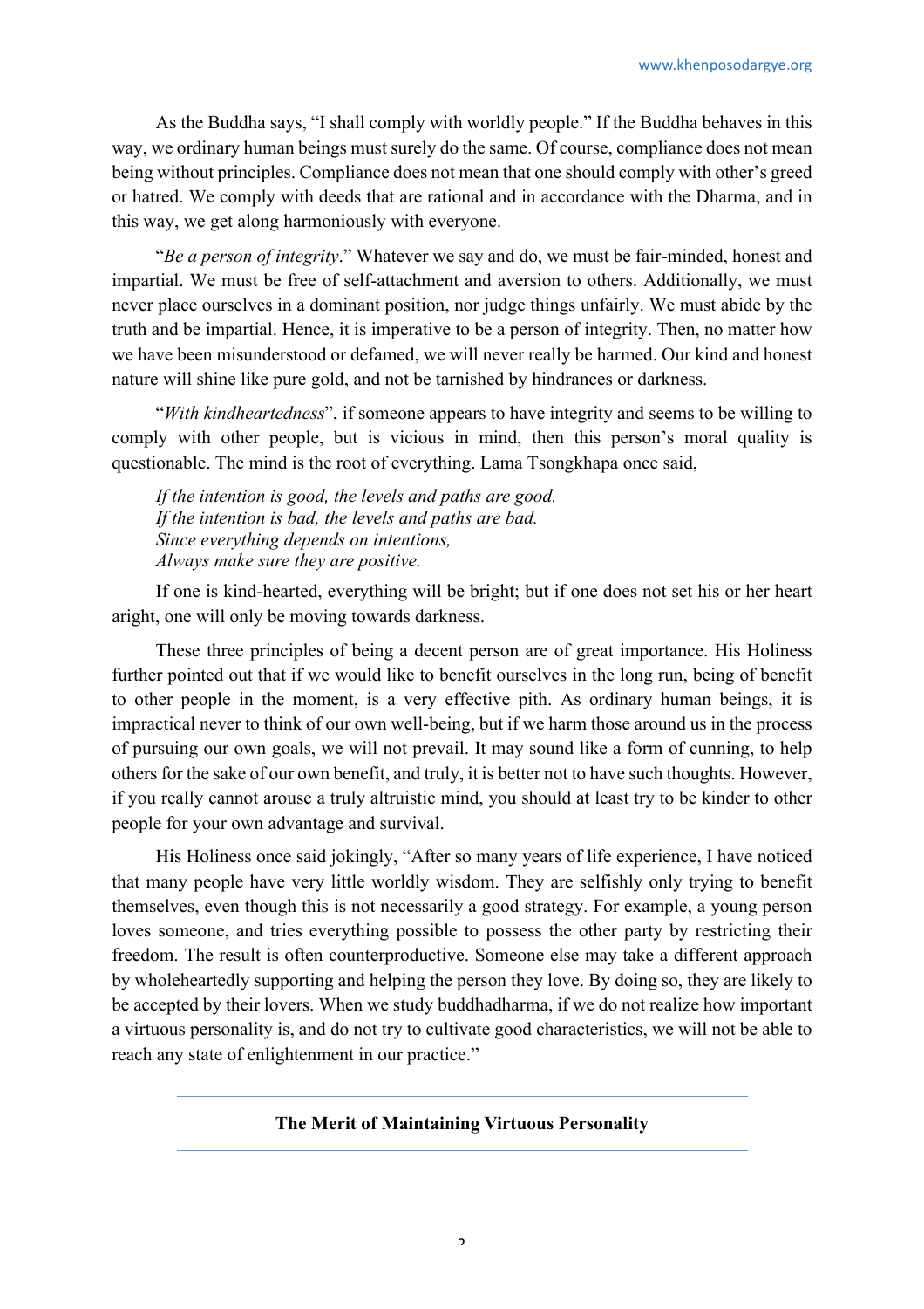As the Buddha says, "I shall comply with worldly people." If the Buddha behaves in this way, we ordinary human beings must surely do the same. Of course, compliance does not mean being without principles. Compliance does not mean that one should comply with other's greed or hatred. We comply with deeds that are rational and in accordance with the Dharma, and in this way, we get along harmoniously with everyone.

"*Be a person of integrity*." Whatever we say and do, we must be fair-minded, honest and impartial. We must be free of self-attachment and aversion to others. Additionally, we must never place ourselves in a dominant position, nor judge things unfairly. We must abide by the truth and be impartial. Hence, it is imperative to be a person of integrity. Then, no matter how we have been misunderstood or defamed, we will never really be harmed. Our kind and honest nature will shine like pure gold, and not be tarnished by hindrances or darkness.

"*With kindheartedness*", if someone appears to have integrity and seems to be willing to comply with other people, but is vicious in mind, then this person's moral quality is questionable. The mind is the root of everything. Lama Tsongkhapa once said,

> *If the intention is good, the levels and paths are good.*
> *If the intention is bad, the levels and paths are bad.*
> *Since everything depends on intentions,*
> *Always make sure they are positive.*

If one is kind-hearted, everything will be bright; but if one does not set his or her heart aright, one will only be moving towards darkness.

These three principles of being a decent person are of great importance. His Holiness further pointed out that if we would like to benefit ourselves in the long run, being of benefit to other people in the moment, is a very effective pith. As ordinary human beings, it is impractical never to think of our own well-being, but if we harm those around us in the process of pursuing our own goals, we will not prevail. It may sound like a form of cunning, to help others for the sake of our own benefit, and truly, it is better not to have such thoughts. However, if you really cannot arouse a truly altruistic mind, you should at least try to be kinder to other people for your own advantage and survival.

His Holiness once said jokingly, "After so many years of life experience, I have noticed that many people have very little worldly wisdom. They are selfishly only trying to benefit themselves, even though this is not necessarily a good strategy. For example, a young person loves someone, and tries everything possible to possess the other party by restricting their freedom. The result is often counterproductive. Someone else may take a different approach by wholeheartedly supporting and helping the person they love. By doing so, they are likely to be accepted by their lovers. When we study buddhadharma, if we do not realize how important a virtuous personality is, and do not try to cultivate good characteristics, we will not be able to reach any state of enlightenment in our practice."

## The Merit of Maintaining Virtuous Personality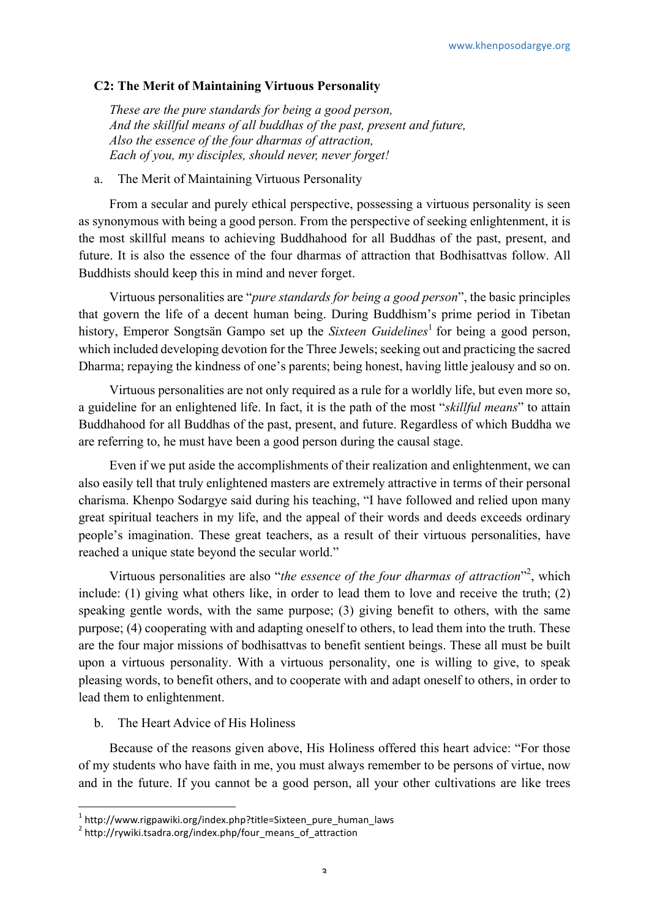**C2: The Merit of Maintaining Virtuous Personality**

*These are the pure standards for being a good person,*
*And the skillful means of all buddhas of the past, present and future,*
*Also the essence of the four dharmas of attraction,*
*Each of you, my disciples, should never, never forget!*

a. The Merit of Maintaining Virtuous Personality

From a secular and purely ethical perspective, possessing a virtuous personality is seen as synonymous with being a good person. From the perspective of seeking enlightenment, it is the most skillful means to achieving Buddhahood for all Buddhas of the past, present, and future. It is also the essence of the four dharmas of attraction that Bodhisattvas follow. All Buddhists should keep this in mind and never forget.

Virtuous personalities are "*pure standards for being a good person*", the basic principles that govern the life of a decent human being. During Buddhism's prime period in Tibetan history, Emperor Songtsän Gampo set up the *Sixteen Guidelines*[1] for being a good person, which included developing devotion for the Three Jewels; seeking out and practicing the sacred Dharma; repaying the kindness of one's parents; being honest, having little jealousy and so on.

Virtuous personalities are not only required as a rule for a worldly life, but even more so, a guideline for an enlightened life. In fact, it is the path of the most "*skillful means*" to attain Buddhahood for all Buddhas of the past, present, and future. Regardless of which Buddha we are referring to, he must have been a good person during the causal stage.

Even if we put aside the accomplishments of their realization and enlightenment, we can also easily tell that truly enlightened masters are extremely attractive in terms of their personal charisma. Khenpo Sodargye said during his teaching, "I have followed and relied upon many great spiritual teachers in my life, and the appeal of their words and deeds exceeds ordinary people's imagination. These great teachers, as a result of their virtuous personalities, have reached a unique state beyond the secular world."

Virtuous personalities are also "*the essence of the four dharmas of attraction*"[2], which include: (1) giving what others like, in order to lead them to love and receive the truth; (2) speaking gentle words, with the same purpose; (3) giving benefit to others, with the same purpose; (4) cooperating with and adapting oneself to others, to lead them into the truth. These are the four major missions of bodhisattvas to benefit sentient beings. These all must be built upon a virtuous personality. With a virtuous personality, one is willing to give, to speak pleasing words, to benefit others, and to cooperate with and adapt oneself to others, in order to lead them to enlightenment.

b. The Heart Advice of His Holiness

Because of the reasons given above, His Holiness offered this heart advice: "For those of my students who have faith in me, you must always remember to be persons of virtue, now and in the future. If you cannot be a good person, all your other cultivations are like trees

---

[1] http://www.rigpawiki.org/index.php?title=Sixteen_pure_human_laws
[2] http://rywiki.tsadra.org/index.php/four_means_of_attraction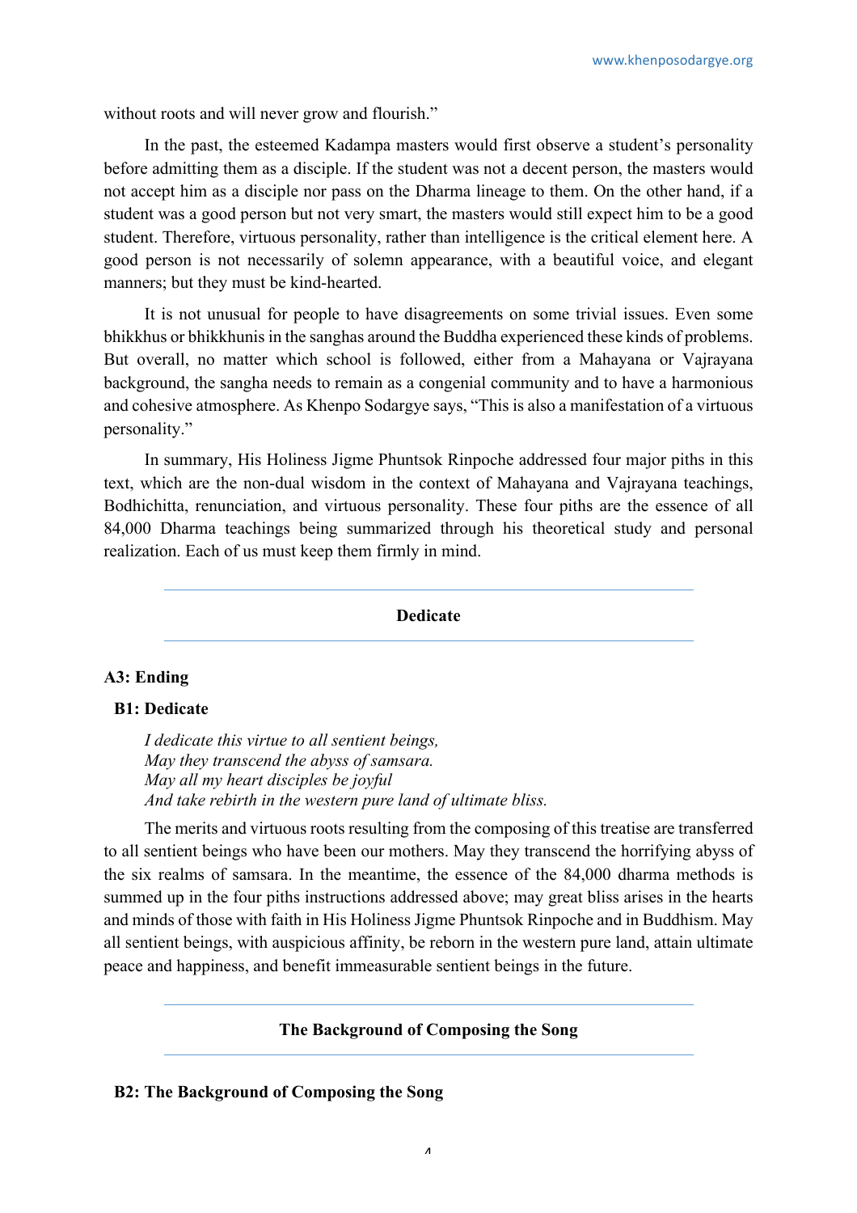without roots and will never grow and flourish."

In the past, the esteemed Kadampa masters would first observe a student's personality before admitting them as a disciple. If the student was not a decent person, the masters would not accept him as a disciple nor pass on the Dharma lineage to them. On the other hand, if a student was a good person but not very smart, the masters would still expect him to be a good student. Therefore, virtuous personality, rather than intelligence is the critical element here. A good person is not necessarily of solemn appearance, with a beautiful voice, and elegant manners; but they must be kind-hearted.

It is not unusual for people to have disagreements on some trivial issues. Even some bhikkhus or bhikkhunis in the sanghas around the Buddha experienced these kinds of problems. But overall, no matter which school is followed, either from a Mahayana or Vajrayana background, the sangha needs to remain as a congenial community and to have a harmonious and cohesive atmosphere. As Khenpo Sodargye says, "This is also a manifestation of a virtuous personality."

In summary, His Holiness Jigme Phuntsok Rinpoche addressed four major piths in this text, which are the non-dual wisdom in the context of Mahayana and Vajrayana teachings, Bodhichitta, renunciation, and virtuous personality. These four piths are the essence of all 84,000 Dharma teachings being summarized through his theoretical study and personal realization. Each of us must keep them firmly in mind.

---

**Dedicate**

---

## A3: Ending

### B1: Dedicate

*I dedicate this virtue to all sentient beings,*
*May they transcend the abyss of samsara.*
*May all my heart disciples be joyful*
*And take rebirth in the western pure land of ultimate bliss.*

The merits and virtuous roots resulting from the composing of this treatise are transferred to all sentient beings who have been our mothers. May they transcend the horrifying abyss of the six realms of samsara. In the meantime, the essence of the 84,000 dharma methods is summed up in the four piths instructions addressed above; may great bliss arises in the hearts and minds of those with faith in His Holiness Jigme Phuntsok Rinpoche and in Buddhism. May all sentient beings, with auspicious affinity, be reborn in the western pure land, attain ultimate peace and happiness, and benefit immeasurable sentient beings in the future.

---

**The Background of Composing the Song**

---

### B2: The Background of Composing the Song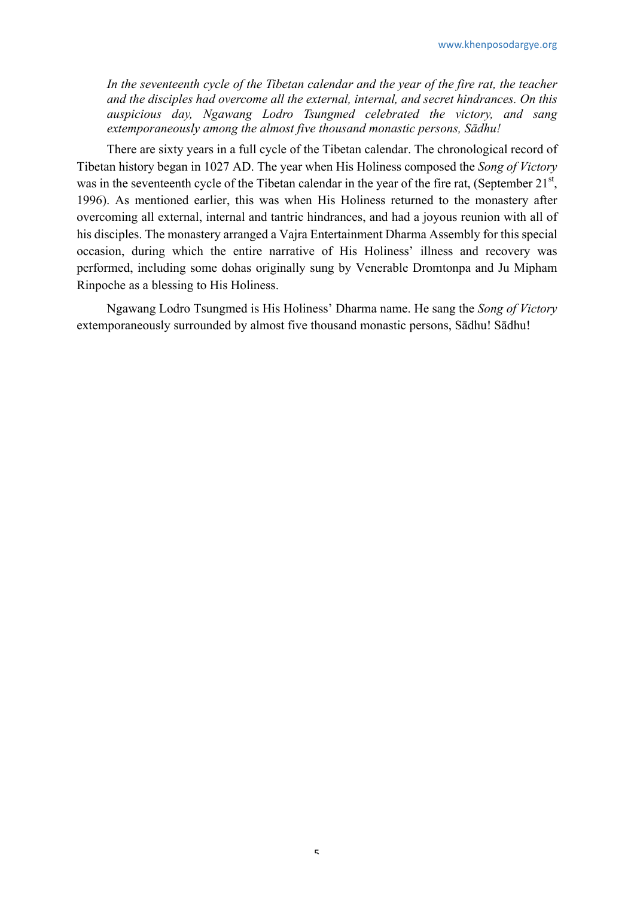*In the seventeenth cycle of the Tibetan calendar and the year of the fire rat, the teacher and the disciples had overcome all the external, internal, and secret hindrances. On this auspicious day, Ngawang Lodro Tsungmed celebrated the victory, and sang extemporaneously among the almost five thousand monastic persons, Sādhu!*

There are sixty years in a full cycle of the Tibetan calendar. The chronological record of Tibetan history began in 1027 AD. The year when His Holiness composed the *Song of Victory* was in the seventeenth cycle of the Tibetan calendar in the year of the fire rat, (September 21st, 1996). As mentioned earlier, this was when His Holiness returned to the monastery after overcoming all external, internal and tantric hindrances, and had a joyous reunion with all of his disciples. The monastery arranged a Vajra Entertainment Dharma Assembly for this special occasion, during which the entire narrative of His Holiness' illness and recovery was performed, including some dohas originally sung by Venerable Dromtonpa and Ju Mipham Rinpoche as a blessing to His Holiness.

Ngawang Lodro Tsungmed is His Holiness' Dharma name. He sang the *Song of Victory* extemporaneously surrounded by almost five thousand monastic persons, Sādhu! Sādhu!